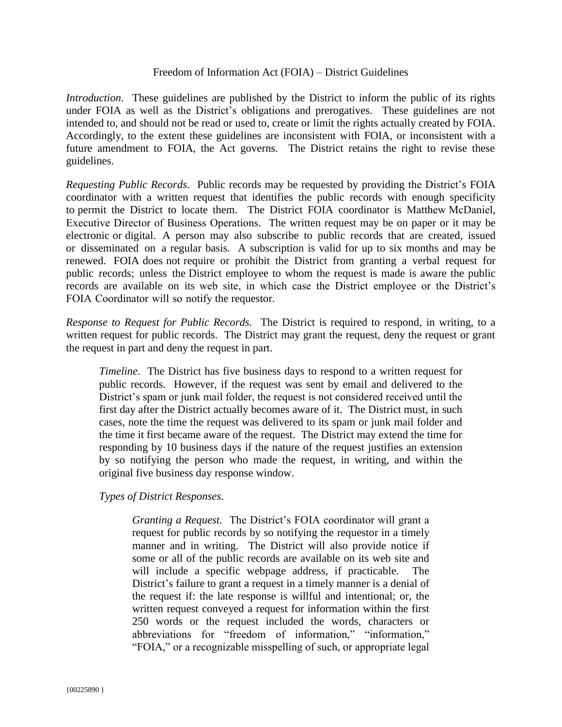# Freedom of Information Act (FOIA) – District Guidelines

*Introduction*. These guidelines are published by the District to inform the public of its rights under FOIA as well as the District's obligations and prerogatives. These guidelines are not intended to, and should not be read or used to, create or limit the rights actually created by FOIA. Accordingly, to the extent these guidelines are inconsistent with FOIA, or inconsistent with a future amendment to FOIA, the Act governs. The District retains the right to revise these guidelines.

*Requesting Public Records*. Public records may be requested by providing the District's FOIA coordinator with a written request that identifies the public records with enough specificity to permit the District to locate them. The District FOIA coordinator is Matthew McDaniel, Executive Director of Business Operations. The written request may be on paper or it may be electronic or digital. A person may also subscribe to public records that are created, issued or disseminated on a regular basis. A subscription is valid for up to six months and may be renewed. FOIA does not require or prohibit the District from granting a verbal request for public records; unless the District employee to whom the request is made is aware the public records are available on its web site, in which case the District employee or the District's FOIA Coordinator will so notify the requestor.

*Response to Request for Public Records.* The District is required to respond, in writing, to a written request for public records. The District may grant the request, deny the request or grant the request in part and deny the request in part.

> *Timeline*. The District has five business days to respond to a written request for public records. However, if the request was sent by email and delivered to the District's spam or junk mail folder, the request is not considered received until the first day after the District actually becomes aware of it. The District must, in such cases, note the time the request was delivered to its spam or junk mail folder and the time it first became aware of the request. The District may extend the time for responding by 10 business days if the nature of the request justifies an extension by so notifying the person who made the request, in writing, and within the original five business day response window.
>
> *Types of District Responses*.
>
> > *Granting a Request.* The District's FOIA coordinator will grant a request for public records by so notifying the requestor in a timely manner and in writing. The District will also provide notice if some or all of the public records are available on its web site and will include a specific webpage address, if practicable. The District's failure to grant a request in a timely manner is a denial of the request if: the late response is willful and intentional; or, the written request conveyed a request for information within the first 250 words or the request included the words, characters or abbreviations for "freedom of information," "information," "FOIA," or a recognizable misspelling of such, or appropriate legal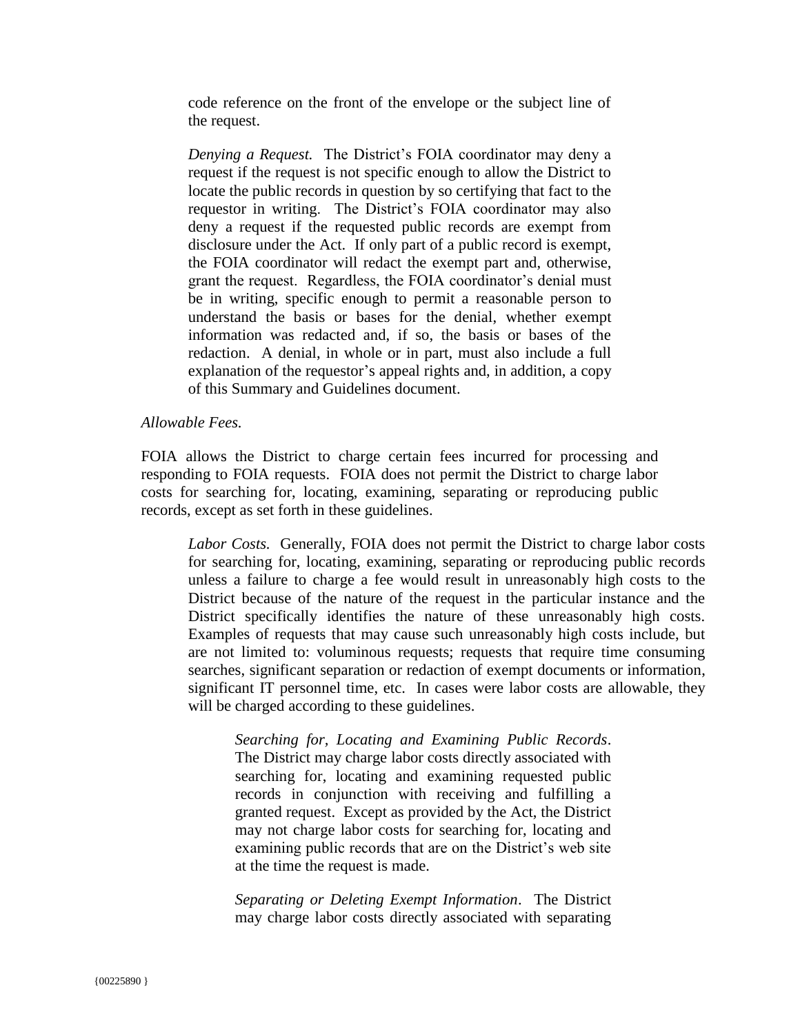code reference on the front of the envelope or the subject line of the request.

*Denying a Request.* The District's FOIA coordinator may deny a request if the request is not specific enough to allow the District to locate the public records in question by so certifying that fact to the requestor in writing. The District's FOIA coordinator may also deny a request if the requested public records are exempt from disclosure under the Act. If only part of a public record is exempt, the FOIA coordinator will redact the exempt part and, otherwise, grant the request. Regardless, the FOIA coordinator's denial must be in writing, specific enough to permit a reasonable person to understand the basis or bases for the denial, whether exempt information was redacted and, if so, the basis or bases of the redaction. A denial, in whole or in part, must also include a full explanation of the requestor's appeal rights and, in addition, a copy of this Summary and Guidelines document.

*Allowable Fees.*

FOIA allows the District to charge certain fees incurred for processing and responding to FOIA requests. FOIA does not permit the District to charge labor costs for searching for, locating, examining, separating or reproducing public records, except as set forth in these guidelines.

*Labor Costs.* Generally, FOIA does not permit the District to charge labor costs for searching for, locating, examining, separating or reproducing public records unless a failure to charge a fee would result in unreasonably high costs to the District because of the nature of the request in the particular instance and the District specifically identifies the nature of these unreasonably high costs. Examples of requests that may cause such unreasonably high costs include, but are not limited to: voluminous requests; requests that require time consuming searches, significant separation or redaction of exempt documents or information, significant IT personnel time, etc. In cases were labor costs are allowable, they will be charged according to these guidelines.

*Searching for, Locating and Examining Public Records*. The District may charge labor costs directly associated with searching for, locating and examining requested public records in conjunction with receiving and fulfilling a granted request. Except as provided by the Act, the District may not charge labor costs for searching for, locating and examining public records that are on the District's web site at the time the request is made.

*Separating or Deleting Exempt Information*. The District may charge labor costs directly associated with separating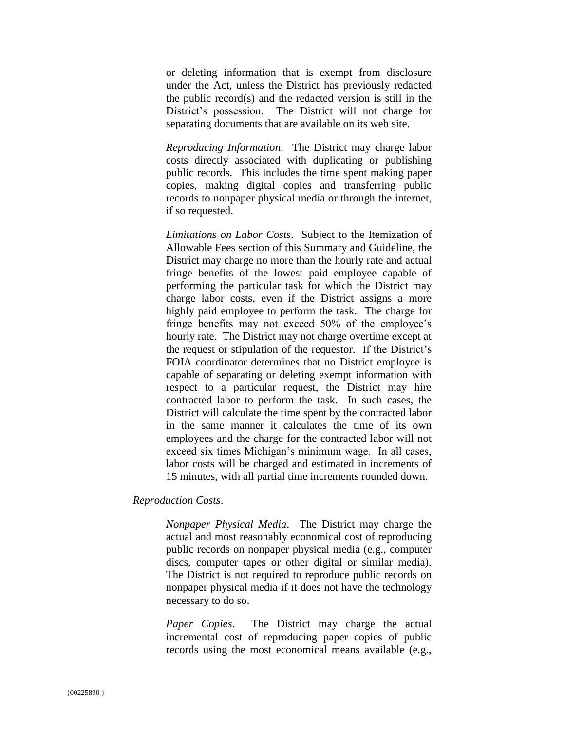or deleting information that is exempt from disclosure under the Act, unless the District has previously redacted the public record(s) and the redacted version is still in the District's possession. The District will not charge for separating documents that are available on its web site.

*Reproducing Information*. The District may charge labor costs directly associated with duplicating or publishing public records. This includes the time spent making paper copies, making digital copies and transferring public records to nonpaper physical media or through the internet, if so requested.

*Limitations on Labor Costs*. Subject to the Itemization of Allowable Fees section of this Summary and Guideline, the District may charge no more than the hourly rate and actual fringe benefits of the lowest paid employee capable of performing the particular task for which the District may charge labor costs, even if the District assigns a more highly paid employee to perform the task. The charge for fringe benefits may not exceed 50% of the employee's hourly rate. The District may not charge overtime except at the request or stipulation of the requestor. If the District's FOIA coordinator determines that no District employee is capable of separating or deleting exempt information with respect to a particular request, the District may hire contracted labor to perform the task. In such cases, the District will calculate the time spent by the contracted labor in the same manner it calculates the time of its own employees and the charge for the contracted labor will not exceed six times Michigan's minimum wage. In all cases, labor costs will be charged and estimated in increments of 15 minutes, with all partial time increments rounded down.

*Reproduction Costs*.

*Nonpaper Physical Media*. The District may charge the actual and most reasonably economical cost of reproducing public records on nonpaper physical media (e.g., computer discs, computer tapes or other digital or similar media). The District is not required to reproduce public records on nonpaper physical media if it does not have the technology necessary to do so.

*Paper Copies*. The District may charge the actual incremental cost of reproducing paper copies of public records using the most economical means available (e.g.,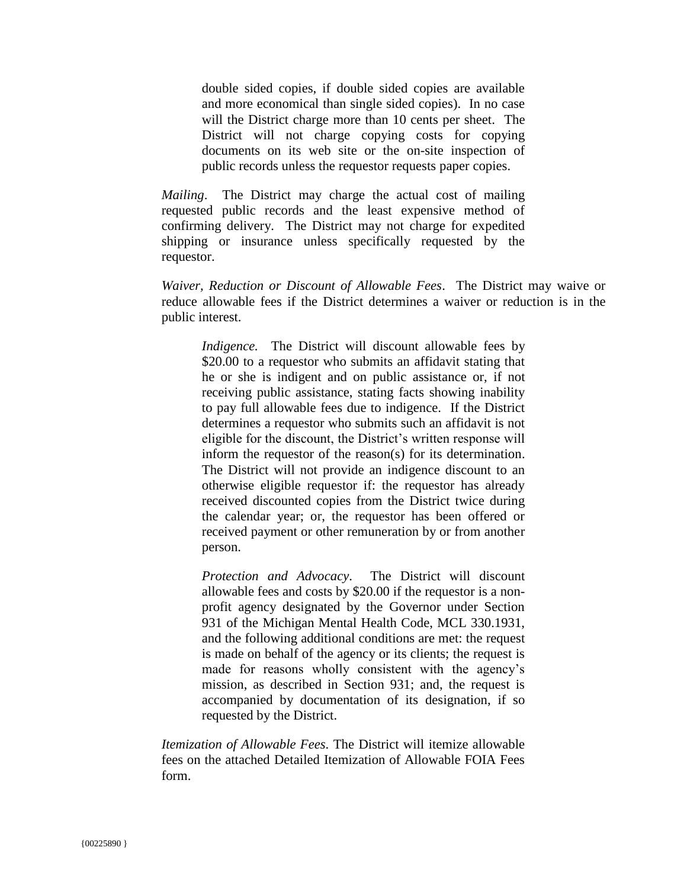double sided copies, if double sided copies are available and more economical than single sided copies). In no case will the District charge more than 10 cents per sheet. The District will not charge copying costs for copying documents on its web site or the on-site inspection of public records unless the requestor requests paper copies.

*Mailing*. The District may charge the actual cost of mailing requested public records and the least expensive method of confirming delivery. The District may not charge for expedited shipping or insurance unless specifically requested by the requestor.

*Waiver, Reduction or Discount of Allowable Fees*. The District may waive or reduce allowable fees if the District determines a waiver or reduction is in the public interest.

*Indigence.* The District will discount allowable fees by $20.00 to a requestor who submits an affidavit stating that he or she is indigent and on public assistance or, if not receiving public assistance, stating facts showing inability to pay full allowable fees due to indigence. If the District determines a requestor who submits such an affidavit is not eligible for the discount, the District's written response will inform the requestor of the reason(s) for its determination. The District will not provide an indigence discount to an otherwise eligible requestor if: the requestor has already received discounted copies from the District twice during the calendar year; or, the requestor has been offered or received payment or other remuneration by or from another person.

*Protection and Advocacy*. The District will discount allowable fees and costs by $20.00 if the requestor is a non-profit agency designated by the Governor under Section 931 of the Michigan Mental Health Code, MCL 330.1931, and the following additional conditions are met: the request is made on behalf of the agency or its clients; the request is made for reasons wholly consistent with the agency's mission, as described in Section 931; and, the request is accompanied by documentation of its designation, if so requested by the District.

*Itemization of Allowable Fees*. The District will itemize allowable fees on the attached Detailed Itemization of Allowable FOIA Fees form.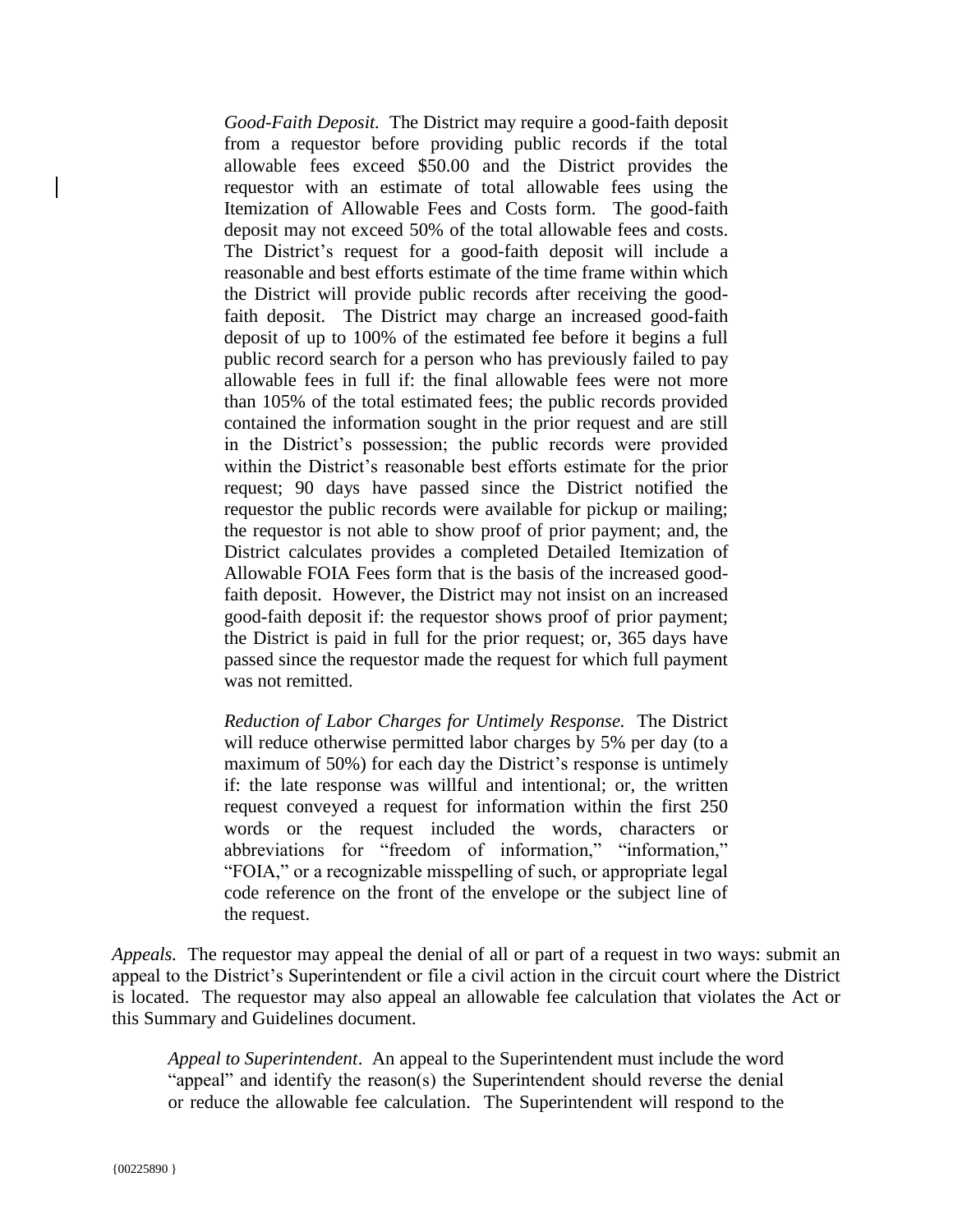*Good-Faith Deposit.* The District may require a good-faith deposit from a requestor before providing public records if the total allowable fees exceed \$50.00 and the District provides the requestor with an estimate of total allowable fees using the Itemization of Allowable Fees and Costs form. The good-faith deposit may not exceed 50% of the total allowable fees and costs. The District's request for a good-faith deposit will include a reasonable and best efforts estimate of the time frame within which the District will provide public records after receiving the good-faith deposit. The District may charge an increased good-faith deposit of up to 100% of the estimated fee before it begins a full public record search for a person who has previously failed to pay allowable fees in full if: the final allowable fees were not more than 105% of the total estimated fees; the public records provided contained the information sought in the prior request and are still in the District's possession; the public records were provided within the District's reasonable best efforts estimate for the prior request; 90 days have passed since the District notified the requestor the public records were available for pickup or mailing; the requestor is not able to show proof of prior payment; and, the District calculates provides a completed Detailed Itemization of Allowable FOIA Fees form that is the basis of the increased good-faith deposit. However, the District may not insist on an increased good-faith deposit if: the requestor shows proof of prior payment; the District is paid in full for the prior request; or, 365 days have passed since the requestor made the request for which full payment was not remitted.

*Reduction of Labor Charges for Untimely Response.* The District will reduce otherwise permitted labor charges by 5% per day (to a maximum of 50%) for each day the District's response is untimely if: the late response was willful and intentional; or, the written request conveyed a request for information within the first 250 words or the request included the words, characters or abbreviations for "freedom of information," "information," "FOIA," or a recognizable misspelling of such, or appropriate legal code reference on the front of the envelope or the subject line of the request.

*Appeals.* The requestor may appeal the denial of all or part of a request in two ways: submit an appeal to the District's Superintendent or file a civil action in the circuit court where the District is located. The requestor may also appeal an allowable fee calculation that violates the Act or this Summary and Guidelines document.

*Appeal to Superintendent*. An appeal to the Superintendent must include the word "appeal" and identify the reason(s) the Superintendent should reverse the denial or reduce the allowable fee calculation. The Superintendent will respond to the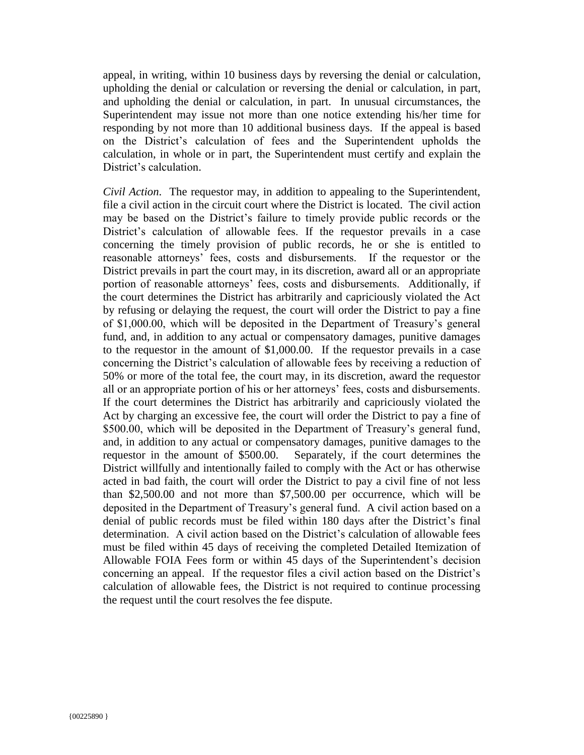appeal, in writing, within 10 business days by reversing the denial or calculation, upholding the denial or calculation or reversing the denial or calculation, in part, and upholding the denial or calculation, in part. In unusual circumstances, the Superintendent may issue not more than one notice extending his/her time for responding by not more than 10 additional business days. If the appeal is based on the District's calculation of fees and the Superintendent upholds the calculation, in whole or in part, the Superintendent must certify and explain the District's calculation.

*Civil Action*. The requestor may, in addition to appealing to the Superintendent, file a civil action in the circuit court where the District is located. The civil action may be based on the District's failure to timely provide public records or the District's calculation of allowable fees. If the requestor prevails in a case concerning the timely provision of public records, he or she is entitled to reasonable attorneys' fees, costs and disbursements. If the requestor or the District prevails in part the court may, in its discretion, award all or an appropriate portion of reasonable attorneys' fees, costs and disbursements. Additionally, if the court determines the District has arbitrarily and capriciously violated the Act by refusing or delaying the request, the court will order the District to pay a fine of $1,000.00, which will be deposited in the Department of Treasury's general fund, and, in addition to any actual or compensatory damages, punitive damages to the requestor in the amount of $1,000.00. If the requestor prevails in a case concerning the District's calculation of allowable fees by receiving a reduction of 50% or more of the total fee, the court may, in its discretion, award the requestor all or an appropriate portion of his or her attorneys' fees, costs and disbursements. If the court determines the District has arbitrarily and capriciously violated the Act by charging an excessive fee, the court will order the District to pay a fine of $500.00, which will be deposited in the Department of Treasury's general fund, and, in addition to any actual or compensatory damages, punitive damages to the requestor in the amount of $500.00. Separately, if the court determines the District willfully and intentionally failed to comply with the Act or has otherwise acted in bad faith, the court will order the District to pay a civil fine of not less than $2,500.00 and not more than $7,500.00 per occurrence, which will be deposited in the Department of Treasury's general fund. A civil action based on a denial of public records must be filed within 180 days after the District's final determination. A civil action based on the District's calculation of allowable fees must be filed within 45 days of receiving the completed Detailed Itemization of Allowable FOIA Fees form or within 45 days of the Superintendent's decision concerning an appeal. If the requestor files a civil action based on the District's calculation of allowable fees, the District is not required to continue processing the request until the court resolves the fee dispute.

{00225890 }